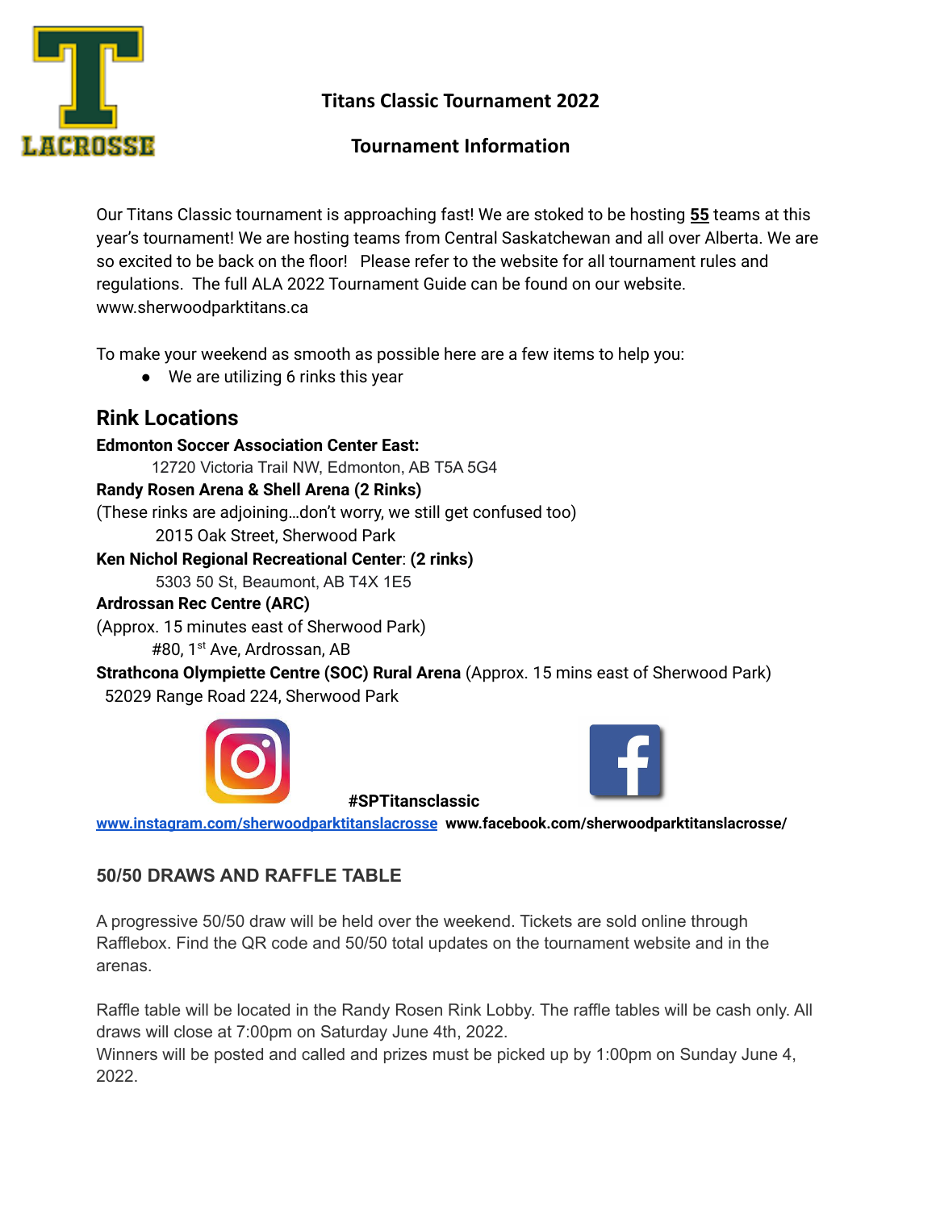# Titans Classic Tournament 2022

## Tournament Information

Our Titans Classic tournament is approaching fast! We are stoked to be hosting **55** teams at this year's tournament! We are hosting teams from Central Saskatchewan and all over Alberta. We are so excited to be back on the floor! Please refer to the website for all tournament rules and regulations. The full ALA 2022 Tournament Guide can be found on our website. www.sherwoodparktitans.ca

To make your weekend as smooth as possible here are a few items to help you:

- We are utilizing 6 rinks this year

## Rink Locations

**Edmonton Soccer Association Center East:**
12720 Victoria Trail NW, Edmonton, AB T5A 5G4

**Randy Rosen Arena & Shell Arena (2 Rinks)**
(These rinks are adjoining…don't worry, we still get confused too)
2015 Oak Street, Sherwood Park

**Ken Nichol Regional Recreational Center**: **(2 rinks)**
5303 50 St, Beaumont, AB T4X 1E5

**Ardrossan Rec Centre (ARC)**
(Approx. 15 minutes east of Sherwood Park)
#80, 1st Ave, Ardrossan, AB

**Strathcona Olympiette Centre (SOC) Rural Arena** (Approx. 15 mins east of Sherwood Park)
52029 Range Road 224, Sherwood Park

**#SPTitansclassic**

www.instagram.com/sherwoodparktitanslacrosse **www.facebook.com/sherwoodparktitanslacrosse/**

### 50/50 DRAWS AND RAFFLE TABLE

A progressive 50/50 draw will be held over the weekend. Tickets are sold online through Rafflebox. Find the QR code and 50/50 total updates on the tournament website and in the arenas.

Raffle table will be located in the Randy Rosen Rink Lobby. The raffle tables will be cash only. All draws will close at 7:00pm on Saturday June 4th, 2022.
Winners will be posted and called and prizes must be picked up by 1:00pm on Sunday June 4, 2022.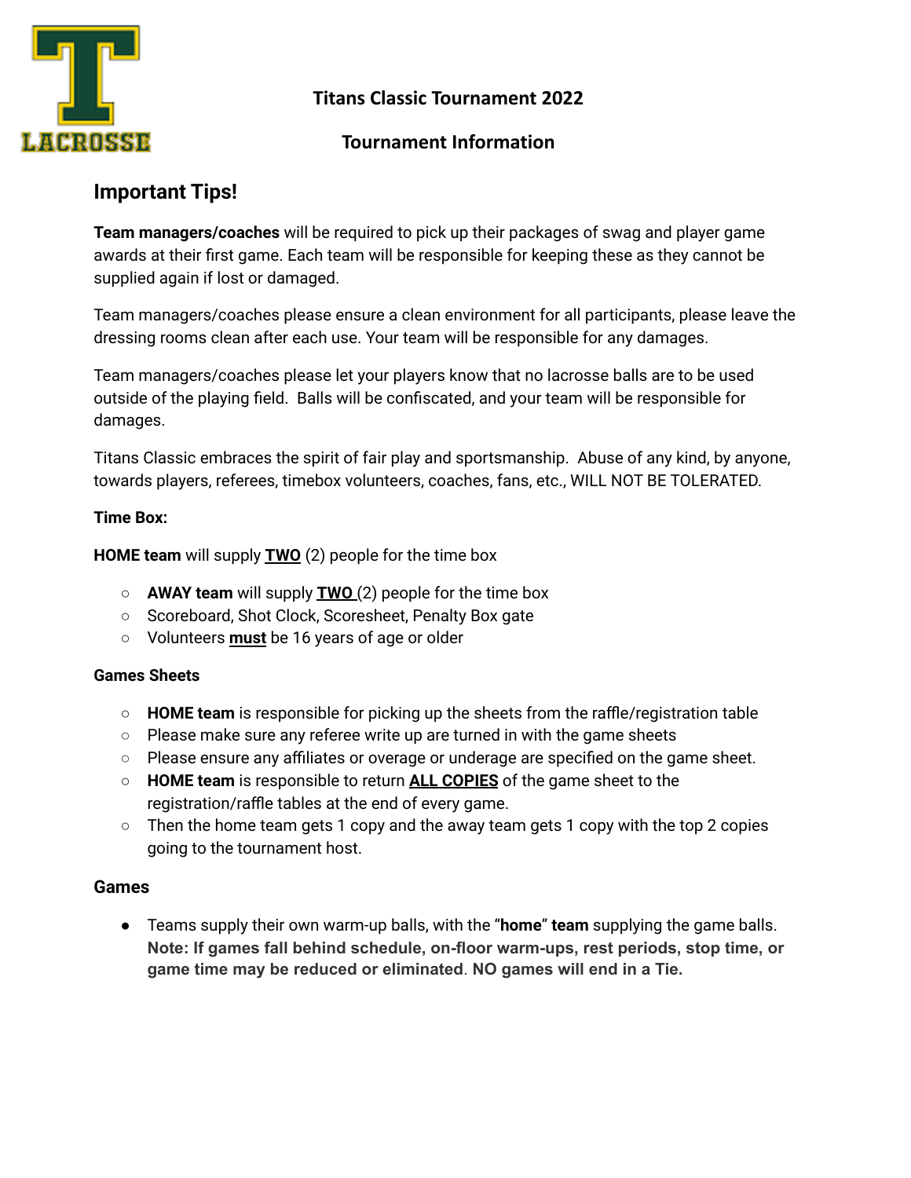**Titans Classic Tournament 2022**

**Tournament Information**

## Important Tips!

**Team managers/coaches** will be required to pick up their packages of swag and player game awards at their first game. Each team will be responsible for keeping these as they cannot be supplied again if lost or damaged.

Team managers/coaches please ensure a clean environment for all participants, please leave the dressing rooms clean after each use. Your team will be responsible for any damages.

Team managers/coaches please let your players know that no lacrosse balls are to be used outside of the playing field. Balls will be confiscated, and your team will be responsible for damages.

Titans Classic embraces the spirit of fair play and sportsmanship. Abuse of any kind, by anyone, towards players, referees, timebox volunteers, coaches, fans, etc., WILL NOT BE TOLERATED.

**Time Box:**

**HOME team** will supply **TWO** (2) people for the time box

- **AWAY team** will supply **TWO** (2) people for the time box
- Scoreboard, Shot Clock, Scoresheet, Penalty Box gate
- Volunteers **must** be 16 years of age or older

**Games Sheets**

- **HOME team** is responsible for picking up the sheets from the raffle/registration table
- Please make sure any referee write up are turned in with the game sheets
- Please ensure any affiliates or overage or underage are specified on the game sheet.
- **HOME team** is responsible to return **ALL COPIES** of the game sheet to the registration/raffle tables at the end of every game.
- Then the home team gets 1 copy and the away team gets 1 copy with the top 2 copies going to the tournament host.

### Games

- Teams supply their own warm-up balls, with the "**home**" **team** supplying the game balls. **Note: If games fall behind schedule, on-floor warm-ups, rest periods, stop time, or game time may be reduced or eliminated**. **NO games will end in a Tie.**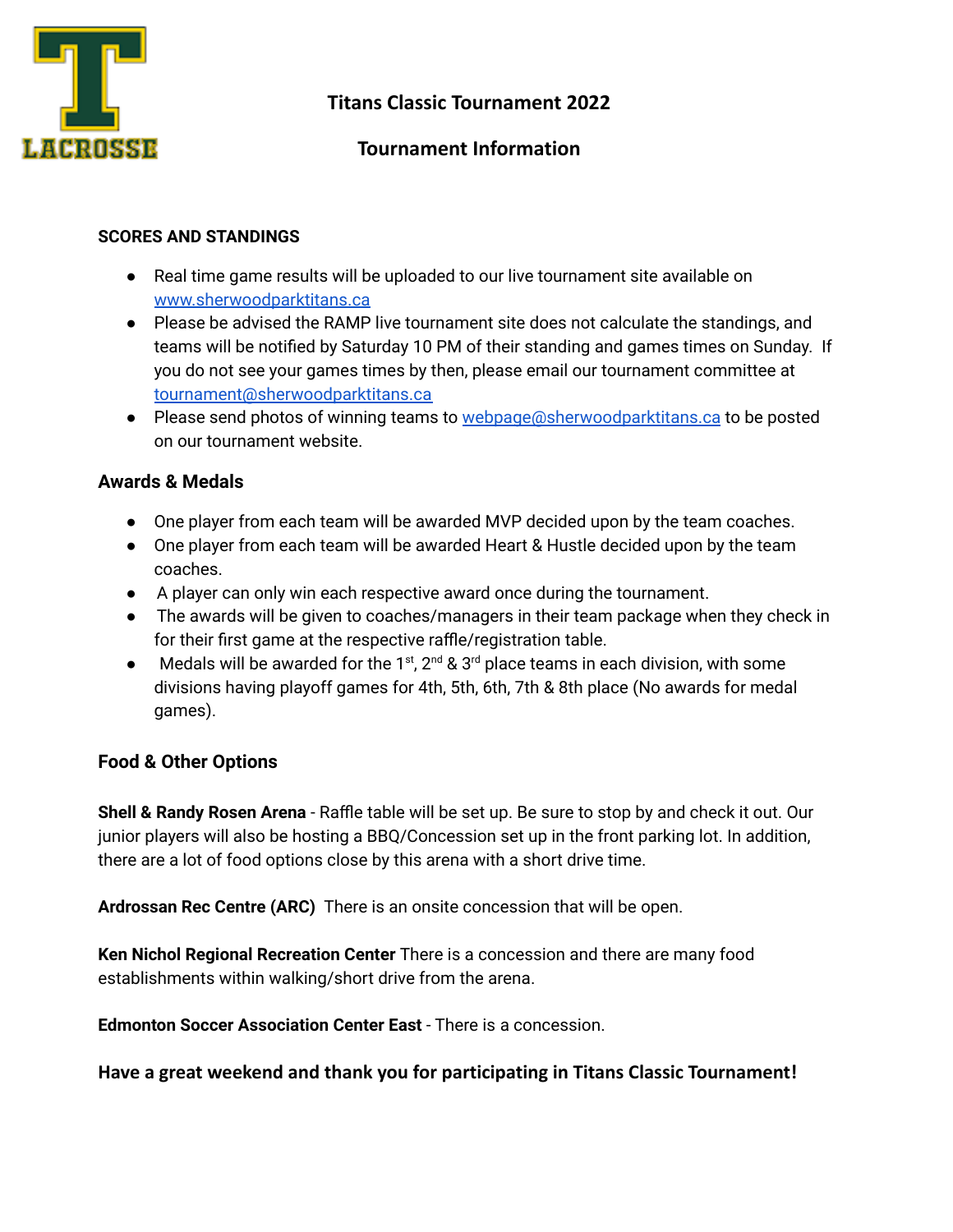# Titans Classic Tournament 2022

## Tournament Information

**SCORES AND STANDINGS**

- Real time game results will be uploaded to our live tournament site available on www.sherwoodparktitans.ca
- Please be advised the RAMP live tournament site does not calculate the standings, and teams will be notified by Saturday 10 PM of their standing and games times on Sunday. If you do not see your games times by then, please email our tournament committee at tournament@sherwoodparktitans.ca
- Please send photos of winning teams to webpage@sherwoodparktitans.ca to be posted on our tournament website.

### Awards & Medals

- One player from each team will be awarded MVP decided upon by the team coaches.
- One player from each team will be awarded Heart & Hustle decided upon by the team coaches.
- A player can only win each respective award once during the tournament.
- The awards will be given to coaches/managers in their team package when they check in for their first game at the respective raffle/registration table.
- Medals will be awarded for the 1st, 2nd & 3rd place teams in each division, with some divisions having playoff games for 4th, 5th, 6th, 7th & 8th place (No awards for medal games).

### Food & Other Options

**Shell & Randy Rosen Arena** - Raffle table will be set up. Be sure to stop by and check it out. Our junior players will also be hosting a BBQ/Concession set up in the front parking lot. In addition, there are a lot of food options close by this arena with a short drive time.

**Ardrossan Rec Centre (ARC)** There is an onsite concession that will be open.

**Ken Nichol Regional Recreation Center** There is a concession and there are many food establishments within walking/short drive from the arena.

**Edmonton Soccer Association Center East** - There is a concession.

**Have a great weekend and thank you for participating in Titans Classic Tournament!**